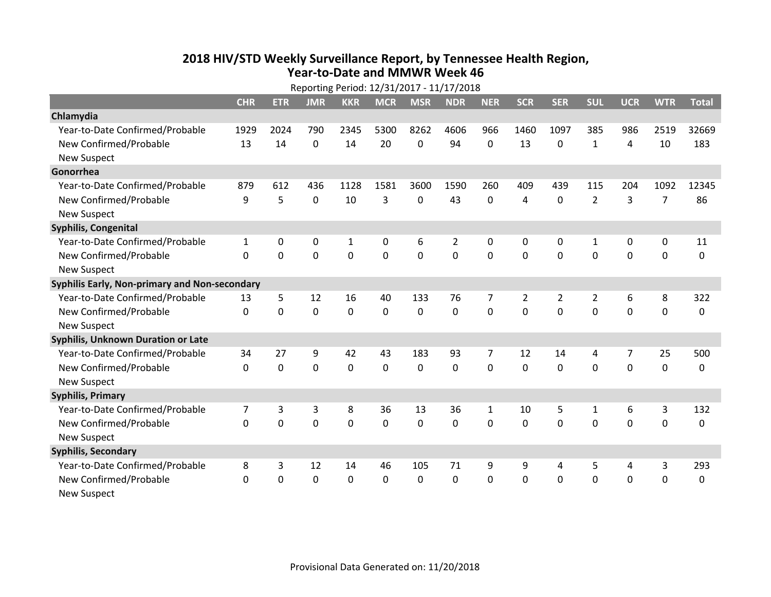# 2018 HIV/STD Weekly Surveillance Report, by Tennessee Health Region, Year-to-Date and MMWR Week 46

Reporting Period: 12/31/2017 - 11/17/2018

| | CHR | ETR | JMR | KKR | MCR | MSR | NDR | NER | SCR | SER | SUL | UCR | WTR | Total |
|---|---|---|---|---|---|---|---|---|---|---|---|---|---|---|
| **Chlamydia** | | | | | | | | | | | | | | |
| Year-to-Date Confirmed/Probable | 1929 | 2024 | 790 | 2345 | 5300 | 8262 | 4606 | 966 | 1460 | 1097 | 385 | 986 | 2519 | 32669 |
| New Confirmed/Probable | 13 | 14 | 0 | 14 | 20 | 0 | 94 | 0 | 13 | 0 | 1 | 4 | 10 | 183 |
| New Suspect | | | | | | | | | | | | | | |
| **Gonorrhea** | | | | | | | | | | | | | | |
| Year-to-Date Confirmed/Probable | 879 | 612 | 436 | 1128 | 1581 | 3600 | 1590 | 260 | 409 | 439 | 115 | 204 | 1092 | 12345 |
| New Confirmed/Probable | 9 | 5 | 0 | 10 | 3 | 0 | 43 | 0 | 4 | 0 | 2 | 3 | 7 | 86 |
| New Suspect | | | | | | | | | | | | | | |
| **Syphilis, Congenital** | | | | | | | | | | | | | | |
| Year-to-Date Confirmed/Probable | 1 | 0 | 0 | 1 | 0 | 6 | 2 | 0 | 0 | 0 | 1 | 0 | 0 | 11 |
| New Confirmed/Probable | 0 | 0 | 0 | 0 | 0 | 0 | 0 | 0 | 0 | 0 | 0 | 0 | 0 | 0 |
| New Suspect | | | | | | | | | | | | | | |
| **Syphilis Early, Non-primary and Non-secondary** | | | | | | | | | | | | | | |
| Year-to-Date Confirmed/Probable | 13 | 5 | 12 | 16 | 40 | 133 | 76 | 7 | 2 | 2 | 2 | 6 | 8 | 322 |
| New Confirmed/Probable | 0 | 0 | 0 | 0 | 0 | 0 | 0 | 0 | 0 | 0 | 0 | 0 | 0 | 0 |
| New Suspect | | | | | | | | | | | | | | |
| **Syphilis, Unknown Duration or Late** | | | | | | | | | | | | | | |
| Year-to-Date Confirmed/Probable | 34 | 27 | 9 | 42 | 43 | 183 | 93 | 7 | 12 | 14 | 4 | 7 | 25 | 500 |
| New Confirmed/Probable | 0 | 0 | 0 | 0 | 0 | 0 | 0 | 0 | 0 | 0 | 0 | 0 | 0 | 0 |
| New Suspect | | | | | | | | | | | | | | |
| **Syphilis, Primary** | | | | | | | | | | | | | | |
| Year-to-Date Confirmed/Probable | 7 | 3 | 3 | 8 | 36 | 13 | 36 | 1 | 10 | 5 | 1 | 6 | 3 | 132 |
| New Confirmed/Probable | 0 | 0 | 0 | 0 | 0 | 0 | 0 | 0 | 0 | 0 | 0 | 0 | 0 | 0 |
| New Suspect | | | | | | | | | | | | | | |
| **Syphilis, Secondary** | | | | | | | | | | | | | | |
| Year-to-Date Confirmed/Probable | 8 | 3 | 12 | 14 | 46 | 105 | 71 | 9 | 9 | 4 | 5 | 4 | 3 | 293 |
| New Confirmed/Probable | 0 | 0 | 0 | 0 | 0 | 0 | 0 | 0 | 0 | 0 | 0 | 0 | 0 | 0 |
| New Suspect | | | | | | | | | | | | | | |

Provisional Data Generated on: 11/20/2018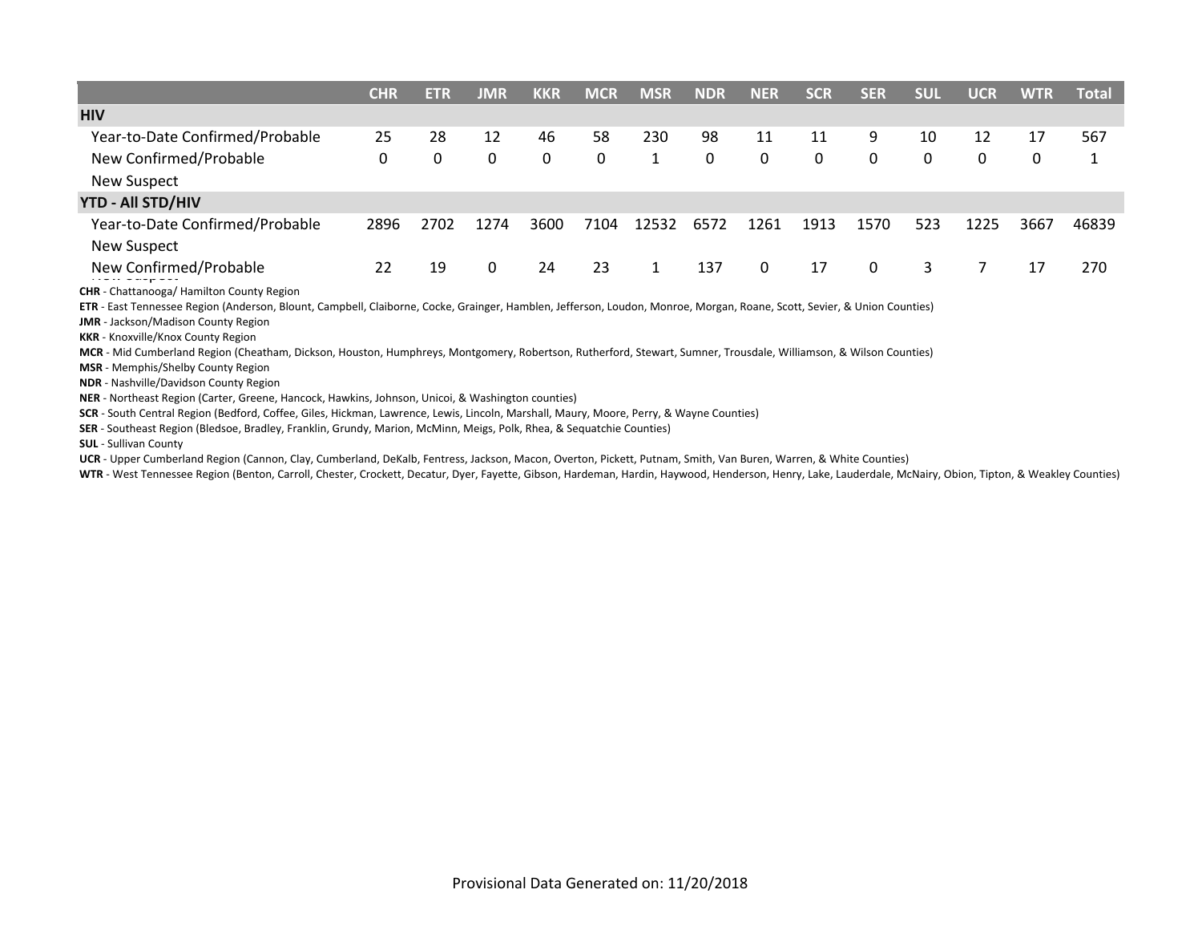| | CHR | ETR | JMR | KKR | MCR | MSR | NDR | NER | SCR | SER | SUL | UCR | WTR | Total |
|---|---|---|---|---|---|---|---|---|---|---|---|---|---|---|
| **HIV** | | | | | | | | | | | | | | |
| Year-to-Date Confirmed/Probable | 25 | 28 | 12 | 46 | 58 | 230 | 98 | 11 | 11 | 9 | 10 | 12 | 17 | 567 |
| New Confirmed/Probable | 0 | 0 | 0 | 0 | 0 | 1 | 0 | 0 | 0 | 0 | 0 | 0 | 0 | 1 |
| New Suspect | | | | | | | | | | | | | | |
| **YTD - All STD/HIV** | | | | | | | | | | | | | | |
| Year-to-Date Confirmed/Probable | 2896 | 2702 | 1274 | 3600 | 7104 | 12532 | 6572 | 1261 | 1913 | 1570 | 523 | 1225 | 3667 | 46839 |
| New Suspect | | | | | | | | | | | | | | |
| New Confirmed/Probable | 22 | 19 | 0 | 24 | 23 | 1 | 137 | 0 | 17 | 0 | 3 | 7 | 17 | 270 |

**CHR** - Chattanooga/ Hamilton County Region

**ETR** - East Tennessee Region (Anderson, Blount, Campbell, Claiborne, Cocke, Grainger, Hamblen, Jefferson, Loudon, Monroe, Morgan, Roane, Scott, Sevier, & Union Counties)

**JMR** - Jackson/Madison County Region

**KKR** - Knoxville/Knox County Region

**MCR** - Mid Cumberland Region (Cheatham, Dickson, Houston, Humphreys, Montgomery, Robertson, Rutherford, Stewart, Sumner, Trousdale, Williamson, & Wilson Counties)

**MSR** - Memphis/Shelby County Region

**NDR** - Nashville/Davidson County Region

**NER** - Northeast Region (Carter, Greene, Hancock, Hawkins, Johnson, Unicoi, & Washington counties)

**SCR** - South Central Region (Bedford, Coffee, Giles, Hickman, Lawrence, Lewis, Lincoln, Marshall, Maury, Moore, Perry, & Wayne Counties)

**SER** - Southeast Region (Bledsoe, Bradley, Franklin, Grundy, Marion, McMinn, Meigs, Polk, Rhea, & Sequatchie Counties)

**SUL** - Sullivan County

**UCR** - Upper Cumberland Region (Cannon, Clay, Cumberland, DeKalb, Fentress, Jackson, Macon, Overton, Pickett, Putnam, Smith, Van Buren, Warren, & White Counties)

**WTR** - West Tennessee Region (Benton, Carroll, Chester, Crockett, Decatur, Dyer, Fayette, Gibson, Hardeman, Hardin, Haywood, Henderson, Henry, Lake, Lauderdale, McNairy, Obion, Tipton, & Weakley Counties)

Provisional Data Generated on: 11/20/2018